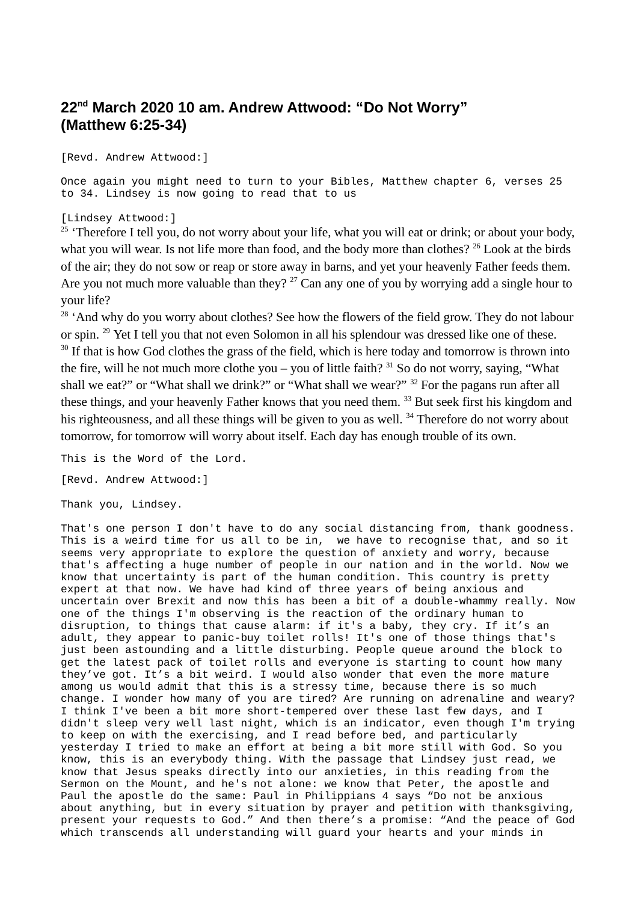## 22nd March 2020 10 am. Andrew Attwood: “Do Not Worry” (Matthew 6:25-34)

[Revd. Andrew Attwood:]

Once again you might need to turn to your Bibles, Matthew chapter 6, verses 25 to 34. Lindsey is now going to read that to us

[Lindsey Attwood:]

[25] ‘Therefore I tell you, do not worry about your life, what you will eat or drink; or about your body, what you will wear. Is not life more than food, and the body more than clothes? [26] Look at the birds of the air; they do not sow or reap or store away in barns, and yet your heavenly Father feeds them. Are you not much more valuable than they? [27] Can any one of you by worrying add a single hour to your life?

[28] ‘And why do you worry about clothes? See how the flowers of the field grow. They do not labour or spin. [29] Yet I tell you that not even Solomon in all his splendour was dressed like one of these. [30] If that is how God clothes the grass of the field, which is here today and tomorrow is thrown into the fire, will he not much more clothe you – you of little faith? [31] So do not worry, saying, “What shall we eat?” or “What shall we drink?” or “What shall we wear?” [32] For the pagans run after all these things, and your heavenly Father knows that you need them. [33] But seek first his kingdom and his righteousness, and all these things will be given to you as well. [34] Therefore do not worry about tomorrow, for tomorrow will worry about itself. Each day has enough trouble of its own.

This is the Word of the Lord.

[Revd. Andrew Attwood:]

Thank you, Lindsey.

That's one person I don't have to do any social distancing from, thank goodness. This is a weird time for us all to be in, we have to recognise that, and so it seems very appropriate to explore the question of anxiety and worry, because that's affecting a huge number of people in our nation and in the world. Now we know that uncertainty is part of the human condition. This country is pretty expert at that now. We have had kind of three years of being anxious and uncertain over Brexit and now this has been a bit of a double-whammy really. Now one of the things I'm observing is the reaction of the ordinary human to disruption, to things that cause alarm: if it's a baby, they cry. If it’s an adult, they appear to panic-buy toilet rolls! It's one of those things that's just been astounding and a little disturbing. People queue around the block to get the latest pack of toilet rolls and everyone is starting to count how many they’ve got. It’s a bit weird. I would also wonder that even the more mature among us would admit that this is a stressy time, because there is so much change. I wonder how many of you are tired? Are running on adrenaline and weary? I think I've been a bit more short-tempered over these last few days, and I didn't sleep very well last night, which is an indicator, even though I'm trying to keep on with the exercising, and I read before bed, and particularly yesterday I tried to make an effort at being a bit more still with God. So you know, this is an everybody thing. With the passage that Lindsey just read, we know that Jesus speaks directly into our anxieties, in this reading from the Sermon on the Mount, and he's not alone: we know that Peter, the apostle and Paul the apostle do the same: Paul in Philippians 4 says “Do not be anxious about anything, but in every situation by prayer and petition with thanksgiving, present your requests to God.” And then there’s a promise: “And the peace of God which transcends all understanding will guard your hearts and your minds in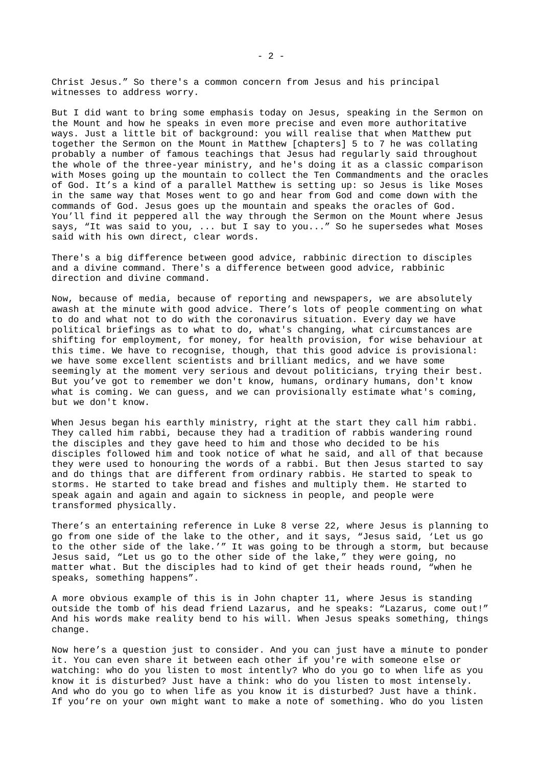Christ Jesus.” So there's a common concern from Jesus and his principal witnesses to address worry.

But I did want to bring some emphasis today on Jesus, speaking in the Sermon on the Mount and how he speaks in even more precise and even more authoritative ways. Just a little bit of background: you will realise that when Matthew put together the Sermon on the Mount in Matthew [chapters] 5 to 7 he was collating probably a number of famous teachings that Jesus had regularly said throughout the whole of the three-year ministry, and he's doing it as a classic comparison with Moses going up the mountain to collect the Ten Commandments and the oracles of God. It’s a kind of a parallel Matthew is setting up: so Jesus is like Moses in the same way that Moses went to go and hear from God and come down with the commands of God. Jesus goes up the mountain and speaks the oracles of God. You’ll find it peppered all the way through the Sermon on the Mount where Jesus says, “It was said to you, ... but I say to you...” So he supersedes what Moses said with his own direct, clear words.

There's a big difference between good advice, rabbinic direction to disciples and a divine command. There's a difference between good advice, rabbinic direction and divine command.

Now, because of media, because of reporting and newspapers, we are absolutely awash at the minute with good advice. There’s lots of people commenting on what to do and what not to do with the coronavirus situation. Every day we have political briefings as to what to do, what's changing, what circumstances are shifting for employment, for money, for health provision, for wise behaviour at this time. We have to recognise, though, that this good advice is provisional: we have some excellent scientists and brilliant medics, and we have some seemingly at the moment very serious and devout politicians, trying their best. But you’ve got to remember we don't know, humans, ordinary humans, don't know what is coming. We can guess, and we can provisionally estimate what's coming, but we don't know.

When Jesus began his earthly ministry, right at the start they call him rabbi. They called him rabbi, because they had a tradition of rabbis wandering round the disciples and they gave heed to him and those who decided to be his disciples followed him and took notice of what he said, and all of that because they were used to honouring the words of a rabbi. But then Jesus started to say and do things that are different from ordinary rabbis. He started to speak to storms. He started to take bread and fishes and multiply them. He started to speak again and again and again to sickness in people, and people were transformed physically.

There’s an entertaining reference in Luke 8 verse 22, where Jesus is planning to go from one side of the lake to the other, and it says, “Jesus said, ‘Let us go to the other side of the lake.’” It was going to be through a storm, but because Jesus said, “Let us go to the other side of the lake,” they were going, no matter what. But the disciples had to kind of get their heads round, “when he speaks, something happens”.

A more obvious example of this is in John chapter 11, where Jesus is standing outside the tomb of his dead friend Lazarus, and he speaks: “Lazarus, come out!” And his words make reality bend to his will. When Jesus speaks something, things change.

Now here’s a question just to consider. And you can just have a minute to ponder it. You can even share it between each other if you're with someone else or watching: who do you listen to most intently? Who do you go to when life as you know it is disturbed? Just have a think: who do you listen to most intensely. And who do you go to when life as you know it is disturbed? Just have a think. If you’re on your own might want to make a note of something. Who do you listen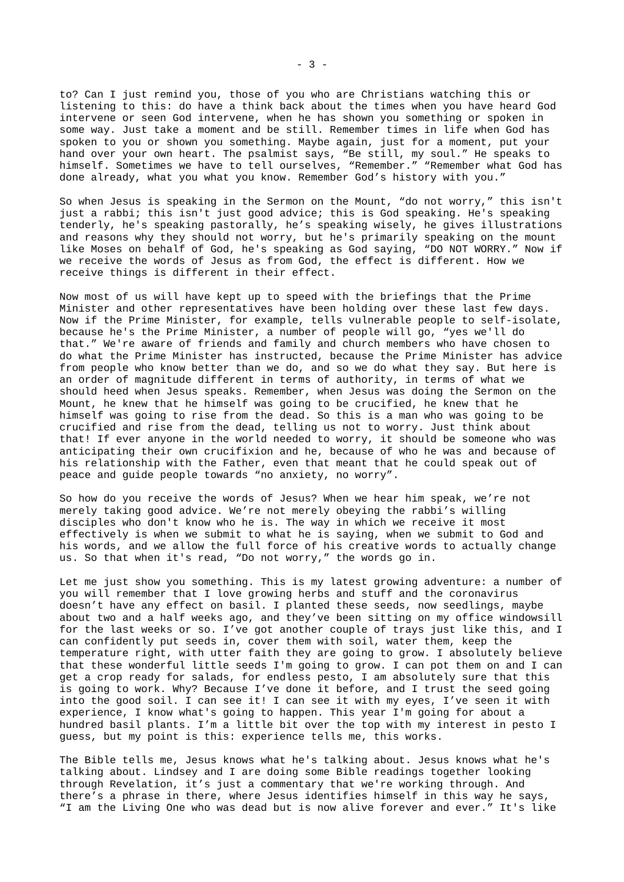to? Can I just remind you, those of you who are Christians watching this or listening to this: do have a think back about the times when you have heard God intervene or seen God intervene, when he has shown you something or spoken in some way. Just take a moment and be still. Remember times in life when God has spoken to you or shown you something. Maybe again, just for a moment, put your hand over your own heart. The psalmist says, "Be still, my soul." He speaks to himself. Sometimes we have to tell ourselves, "Remember." "Remember what God has done already, what you what you know. Remember God's history with you."

So when Jesus is speaking in the Sermon on the Mount, "do not worry," this isn't just a rabbi; this isn't just good advice; this is God speaking. He's speaking tenderly, he's speaking pastorally, he's speaking wisely, he gives illustrations and reasons why they should not worry, but he's primarily speaking on the mount like Moses on behalf of God, he's speaking as God saying, "DO NOT WORRY." Now if we receive the words of Jesus as from God, the effect is different. How we receive things is different in their effect.

Now most of us will have kept up to speed with the briefings that the Prime Minister and other representatives have been holding over these last few days. Now if the Prime Minister, for example, tells vulnerable people to self-isolate, because he's the Prime Minister, a number of people will go, "yes we'll do that." We're aware of friends and family and church members who have chosen to do what the Prime Minister has instructed, because the Prime Minister has advice from people who know better than we do, and so we do what they say. But here is an order of magnitude different in terms of authority, in terms of what we should heed when Jesus speaks. Remember, when Jesus was doing the Sermon on the Mount, he knew that he himself was going to be crucified, he knew that he himself was going to rise from the dead. So this is a man who was going to be crucified and rise from the dead, telling us not to worry. Just think about that! If ever anyone in the world needed to worry, it should be someone who was anticipating their own crucifixion and he, because of who he was and because of his relationship with the Father, even that meant that he could speak out of peace and guide people towards "no anxiety, no worry".

So how do you receive the words of Jesus? When we hear him speak, we're not merely taking good advice. We're not merely obeying the rabbi's willing disciples who don't know who he is. The way in which we receive it most effectively is when we submit to what he is saying, when we submit to God and his words, and we allow the full force of his creative words to actually change us. So that when it's read, "Do not worry," the words go in.

Let me just show you something. This is my latest growing adventure: a number of you will remember that I love growing herbs and stuff and the coronavirus doesn't have any effect on basil. I planted these seeds, now seedlings, maybe about two and a half weeks ago, and they've been sitting on my office windowsill for the last weeks or so. I've got another couple of trays just like this, and I can confidently put seeds in, cover them with soil, water them, keep the temperature right, with utter faith they are going to grow. I absolutely believe that these wonderful little seeds I'm going to grow. I can pot them on and I can get a crop ready for salads, for endless pesto, I am absolutely sure that this is going to work. Why? Because I've done it before, and I trust the seed going into the good soil. I can see it! I can see it with my eyes, I've seen it with experience, I know what's going to happen. This year I'm going for about a hundred basil plants. I'm a little bit over the top with my interest in pesto I guess, but my point is this: experience tells me, this works.

The Bible tells me, Jesus knows what he's talking about. Jesus knows what he's talking about. Lindsey and I are doing some Bible readings together looking through Revelation, it's just a commentary that we're working through. And there's a phrase in there, where Jesus identifies himself in this way he says, "I am the Living One who was dead but is now alive forever and ever." It's like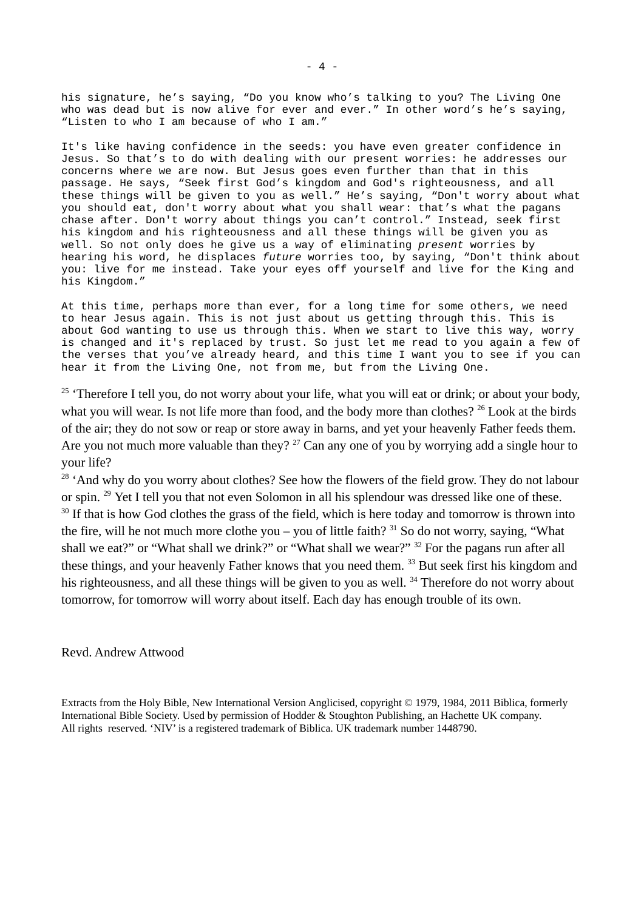his signature, he’s saying, “Do you know who’s talking to you? The Living One who was dead but is now alive for ever and ever.” In other word’s he’s saying, “Listen to who I am because of who I am.”

It's like having confidence in the seeds: you have even greater confidence in Jesus. So that’s to do with dealing with our present worries: he addresses our concerns where we are now. But Jesus goes even further than that in this passage. He says, “Seek first God’s kingdom and God's righteousness, and all these things will be given to you as well.” He’s saying, “Don't worry about what you should eat, don't worry about what you shall wear: that’s what the pagans chase after. Don't worry about things you can’t control.” Instead, seek first his kingdom and his righteousness and all these things will be given you as well. So not only does he give us a way of eliminating *present* worries by hearing his word, he displaces *future* worries too, by saying, “Don't think about you: live for me instead. Take your eyes off yourself and live for the King and his Kingdom.”

At this time, perhaps more than ever, for a long time for some others, we need to hear Jesus again. This is not just about us getting through this. This is about God wanting to use us through this. When we start to live this way, worry is changed and it's replaced by trust. So just let me read to you again a few of the verses that you’ve already heard, and this time I want you to see if you can hear it from the Living One, not from me, but from the Living One.

[25] ‘Therefore I tell you, do not worry about your life, what you will eat or drink; or about your body, what you will wear. Is not life more than food, and the body more than clothes? [26] Look at the birds of the air; they do not sow or reap or store away in barns, and yet your heavenly Father feeds them. Are you not much more valuable than they? [27] Can any one of you by worrying add a single hour to your life?
[28] ‘And why do you worry about clothes? See how the flowers of the field grow. They do not labour or spin. [29] Yet I tell you that not even Solomon in all his splendour was dressed like one of these. [30] If that is how God clothes the grass of the field, which is here today and tomorrow is thrown into the fire, will he not much more clothe you – you of little faith? [31] So do not worry, saying, “What shall we eat?” or “What shall we drink?” or “What shall we wear?” [32] For the pagans run after all these things, and your heavenly Father knows that you need them. [33] But seek first his kingdom and his righteousness, and all these things will be given to you as well. [34] Therefore do not worry about tomorrow, for tomorrow will worry about itself. Each day has enough trouble of its own.

Revd. Andrew Attwood

Extracts from the Holy Bible, New International Version Anglicised, copyright © 1979, 1984, 2011 Biblica, formerly International Bible Society. Used by permission of Hodder & Stoughton Publishing, an Hachette UK company. All rights reserved. ‘NIV’ is a registered trademark of Biblica. UK trademark number 1448790.